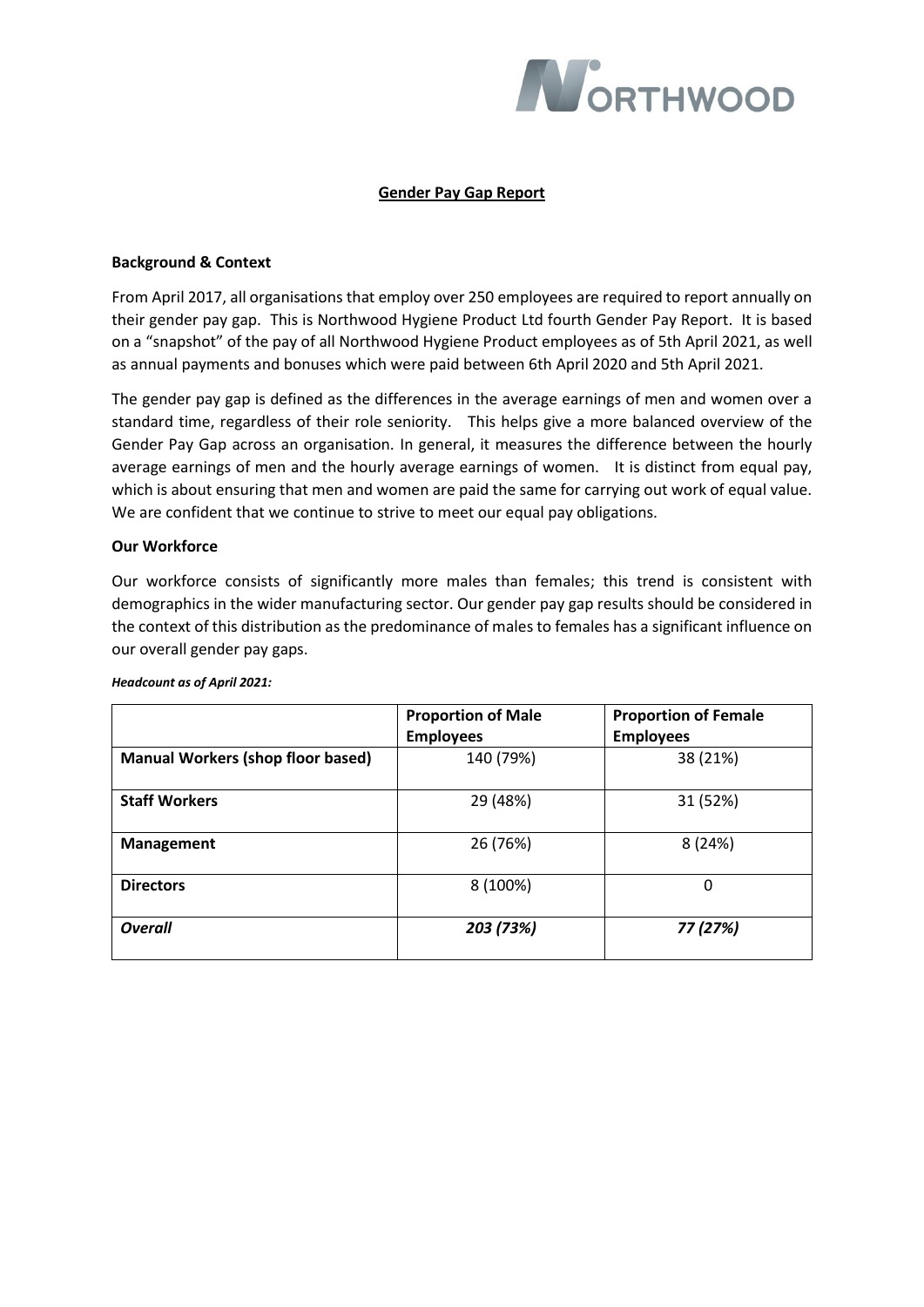## Gender Pay Gap Report

### Background & Context

From April 2017, all organisations that employ over 250 employees are required to report annually on their gender pay gap. This is Northwood Hygiene Product Ltd fourth Gender Pay Report. It is based on a "snapshot" of the pay of all Northwood Hygiene Product employees as of 5th April 2021, as well as annual payments and bonuses which were paid between 6th April 2020 and 5th April 2021.

The gender pay gap is defined as the differences in the average earnings of men and women over a standard time, regardless of their role seniority. This helps give a more balanced overview of the Gender Pay Gap across an organisation. In general, it measures the difference between the hourly average earnings of men and the hourly average earnings of women. It is distinct from equal pay, which is about ensuring that men and women are paid the same for carrying out work of equal value. We are confident that we continue to strive to meet our equal pay obligations.

### Our Workforce

Our workforce consists of significantly more males than females; this trend is consistent with demographics in the wider manufacturing sector. Our gender pay gap results should be considered in the context of this distribution as the predominance of males to females has a significant influence on our overall gender pay gaps.

***Headcount as of April 2021:***

| | Proportion of Male Employees | Proportion of Female Employees |
|---|---|---|
| **Manual Workers (shop floor based)** | 140 (79%) | 38 (21%) |
| **Staff Workers** | 29 (48%) | 31 (52%) |
| **Management** | 26 (76%) | 8 (24%) |
| **Directors** | 8 (100%) | 0 |
| ***Overall*** | ***203 (73%)*** | ***77 (27%)*** |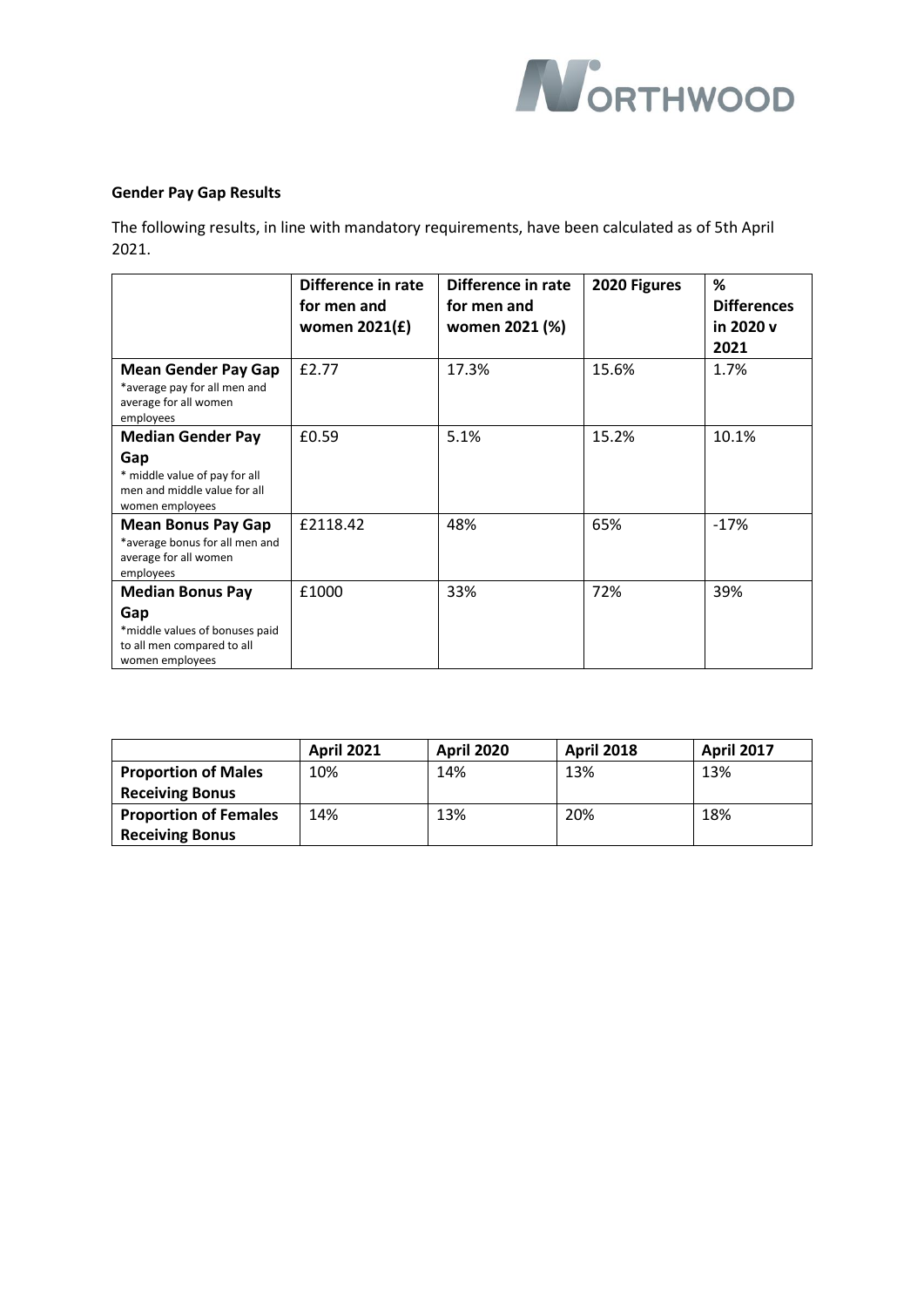**Gender Pay Gap Results**

The following results, in line with mandatory requirements, have been calculated as of 5th April 2021.

| | Difference in rate for men and women 2021(£) | Difference in rate for men and women 2021 (%) | 2020 Figures | % Differences in 2020 v 2021 |
|---|---|---|---|---|
| **Mean Gender Pay Gap** *average pay for all men and average for all women employees | £2.77 | 17.3% | 15.6% | 1.7% |
| **Median Gender Pay Gap** * middle value of pay for all men and middle value for all women employees | £0.59 | 5.1% | 15.2% | 10.1% |
| **Mean Bonus Pay Gap** *average bonus for all men and average for all women employees | £2118.42 | 48% | 65% | -17% |
| **Median Bonus Pay Gap** *middle values of bonuses paid to all men compared to all women employees | £1000 | 33% | 72% | 39% |

| | April 2021 | April 2020 | April 2018 | April 2017 |
|---|---|---|---|---|
| **Proportion of Males Receiving Bonus** | 10% | 14% | 13% | 13% |
| **Proportion of Females Receiving Bonus** | 14% | 13% | 20% | 18% |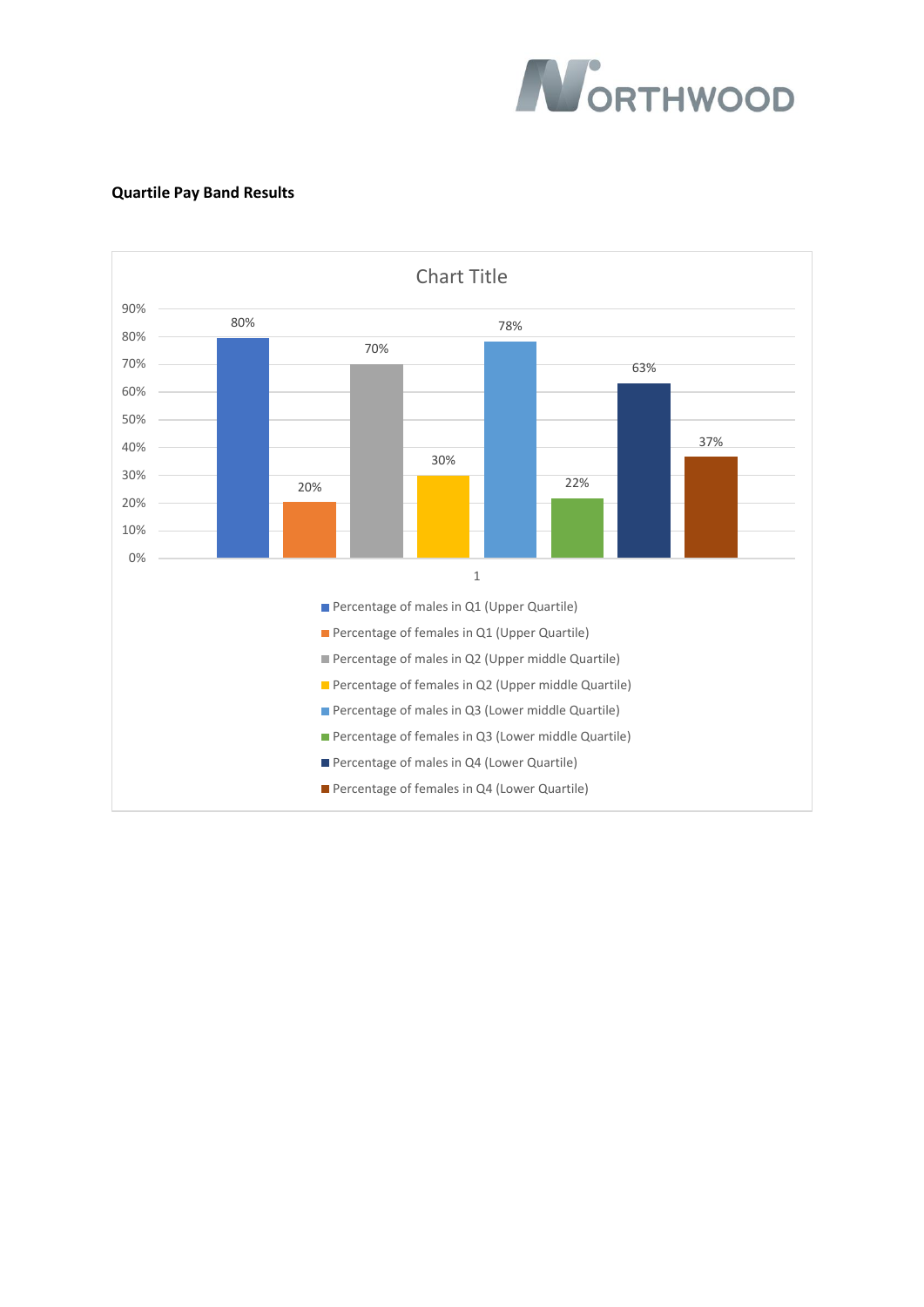**Quartile Pay Band Results**

Chart Title

| | Value |
|---|---|
| Percentage of males in Q1 (Upper Quartile) | 80% |
| Percentage of females in Q1 (Upper Quartile) | 20% |
| Percentage of males in Q2 (Upper middle Quartile) | 70% |
| Percentage of females in Q2 (Upper middle Quartile) | 30% |
| Percentage of males in Q3 (Lower middle Quartile) | 78% |
| Percentage of females in Q3 (Lower middle Quartile) | 22% |
| Percentage of males in Q4 (Lower Quartile) | 63% |
| Percentage of females in Q4 (Lower Quartile) | 37% |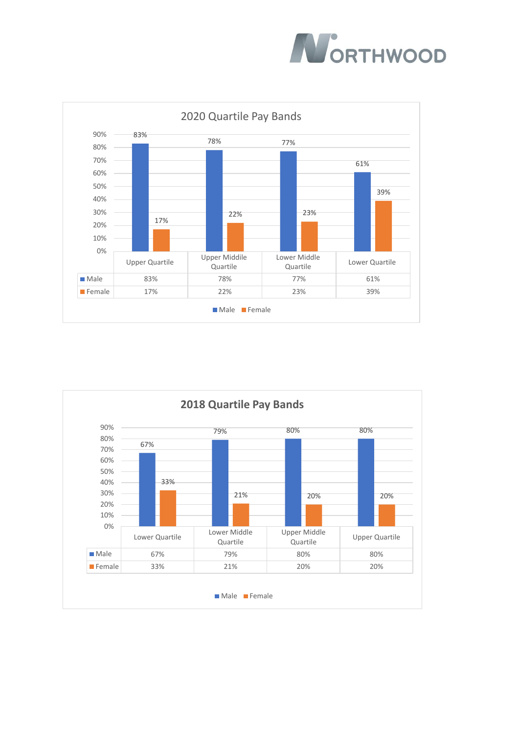## 2020 Quartile Pay Bands

| | Upper Quartile | Upper Middle Quartile | Lower Middle Quartile | Lower Quartile |
|---|---|---|---|---|
| Male | 83% | 78% | 77% | 61% |
| Female | 17% | 22% | 23% | 39% |

## 2018 Quartile Pay Bands

| | Lower Quartile | Lower Middle Quartile | Upper Middle Quartile | Upper Quartile |
|---|---|---|---|---|
| Male | 67% | 79% | 80% | 80% |
| Female | 33% | 21% | 20% | 20% |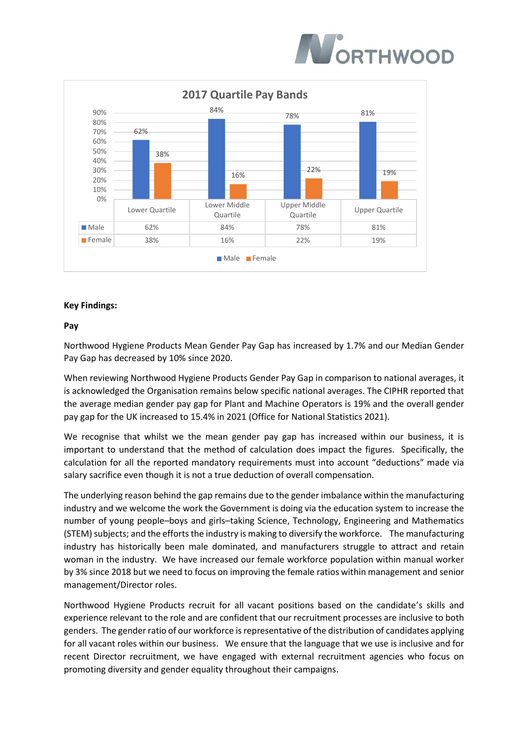## 2017 Quartile Pay Bands

| | Lower Quartile | Lower Middle Quartile | Upper Middle Quartile | Upper Quartile |
|---|---|---|---|---|
| Male | 62% | 84% | 78% | 81% |
| Female | 38% | 16% | 22% | 19% |

**Key Findings:**

**Pay**

Northwood Hygiene Products Mean Gender Pay Gap has increased by 1.7% and our Median Gender Pay Gap has decreased by 10% since 2020.

When reviewing Northwood Hygiene Products Gender Pay Gap in comparison to national averages, it is acknowledged the Organisation remains below specific national averages. The CIPHR reported that the average median gender pay gap for Plant and Machine Operators is 19% and the overall gender pay gap for the UK increased to 15.4% in 2021 (Office for National Statistics 2021).

We recognise that whilst we the mean gender pay gap has increased within our business, it is important to understand that the method of calculation does impact the figures. Specifically, the calculation for all the reported mandatory requirements must into account "deductions" made via salary sacrifice even though it is not a true deduction of overall compensation.

The underlying reason behind the gap remains due to the gender imbalance within the manufacturing industry and we welcome the work the Government is doing via the education system to increase the number of young people–boys and girls–taking Science, Technology, Engineering and Mathematics (STEM) subjects; and the efforts the industry is making to diversify the workforce. The manufacturing industry has historically been male dominated, and manufacturers struggle to attract and retain woman in the industry. We have increased our female workforce population within manual worker by 3% since 2018 but we need to focus on improving the female ratios within management and senior management/Director roles.

Northwood Hygiene Products recruit for all vacant positions based on the candidate's skills and experience relevant to the role and are confident that our recruitment processes are inclusive to both genders. The gender ratio of our workforce is representative of the distribution of candidates applying for all vacant roles within our business. We ensure that the language that we use is inclusive and for recent Director recruitment, we have engaged with external recruitment agencies who focus on promoting diversity and gender equality throughout their campaigns.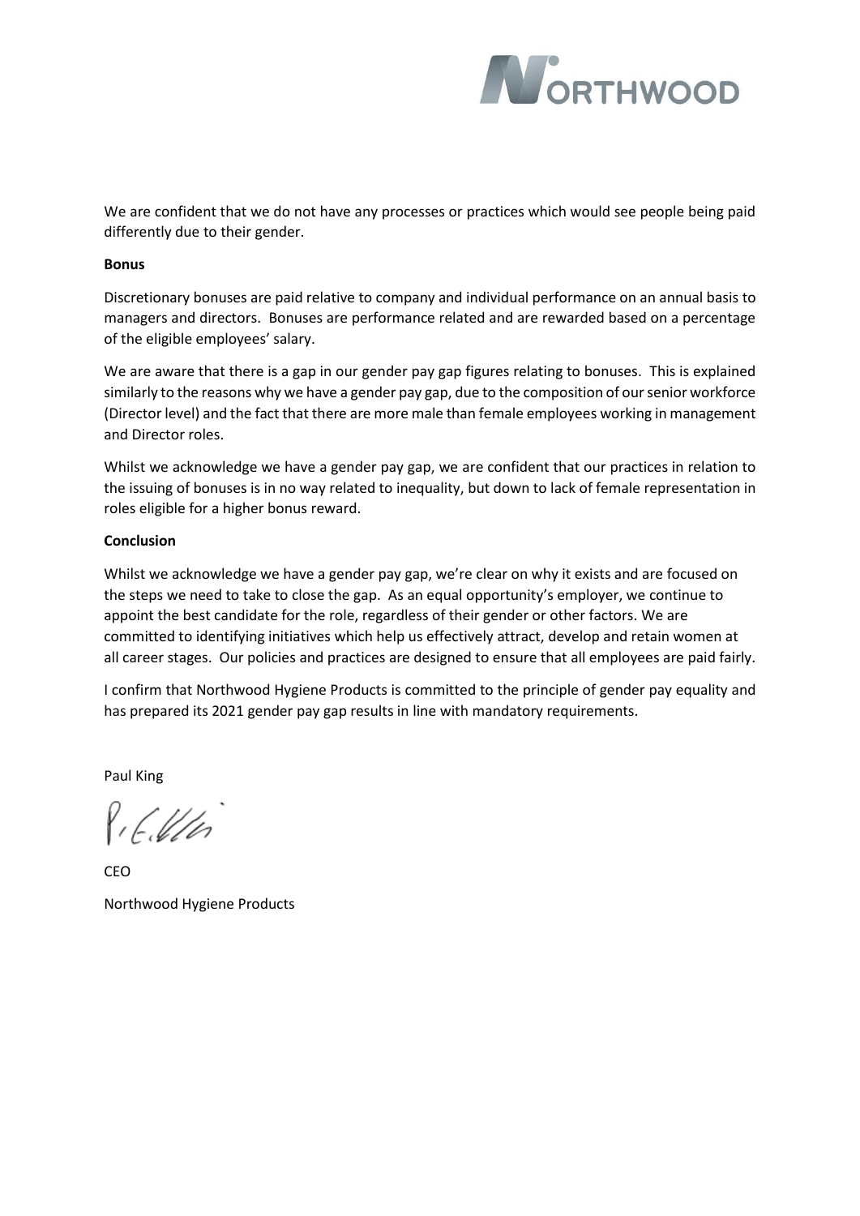We are confident that we do not have any processes or practices which would see people being paid differently due to their gender.

**Bonus**

Discretionary bonuses are paid relative to company and individual performance on an annual basis to managers and directors. Bonuses are performance related and are rewarded based on a percentage of the eligible employees' salary.

We are aware that there is a gap in our gender pay gap figures relating to bonuses. This is explained similarly to the reasons why we have a gender pay gap, due to the composition of our senior workforce (Director level) and the fact that there are more male than female employees working in management and Director roles.

Whilst we acknowledge we have a gender pay gap, we are confident that our practices in relation to the issuing of bonuses is in no way related to inequality, but down to lack of female representation in roles eligible for a higher bonus reward.

**Conclusion**

Whilst we acknowledge we have a gender pay gap, we're clear on why it exists and are focused on the steps we need to take to close the gap. As an equal opportunity's employer, we continue to appoint the best candidate for the role, regardless of their gender or other factors. We are committed to identifying initiatives which help us effectively attract, develop and retain women at all career stages. Our policies and practices are designed to ensure that all employees are paid fairly.

I confirm that Northwood Hygiene Products is committed to the principle of gender pay equality and has prepared its 2021 gender pay gap results in line with mandatory requirements.

Paul King

CEO

Northwood Hygiene Products